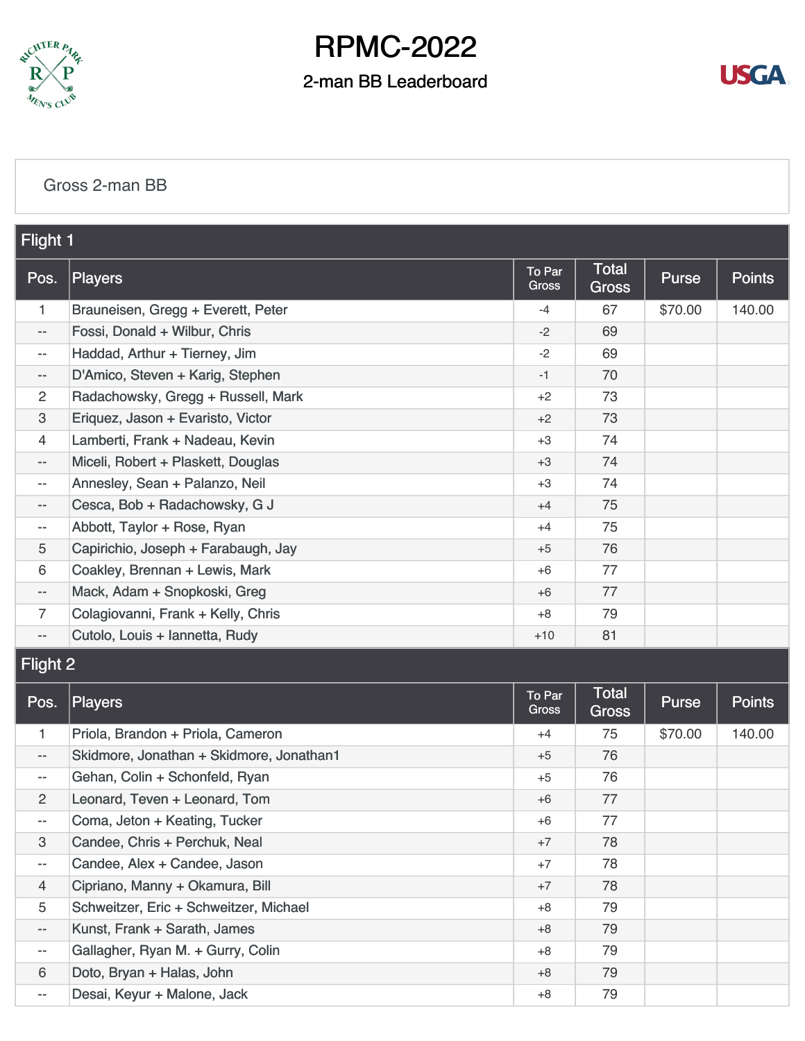# RPMC-2022

## 2-man BB Leaderboard

Gross 2-man BB

### Flight 1

| Pos. | Players | To Par Gross | Total Gross | Purse | Points |
|---|---|---|---|---|---|
| 1 | Brauneisen, Gregg + Everett, Peter | -4 | 67 | $70.00 | 140.00 |
| -- | Fossi, Donald + Wilbur, Chris | -2 | 69 | | |
| -- | Haddad, Arthur + Tierney, Jim | -2 | 69 | | |
| -- | D'Amico, Steven + Karig, Stephen | -1 | 70 | | |
| 2 | Radachowsky, Gregg + Russell, Mark | +2 | 73 | | |
| 3 | Eriquez, Jason + Evaristo, Victor | +2 | 73 | | |
| 4 | Lamberti, Frank + Nadeau, Kevin | +3 | 74 | | |
| -- | Miceli, Robert + Plaskett, Douglas | +3 | 74 | | |
| -- | Annesley, Sean + Palanzo, Neil | +3 | 74 | | |
| -- | Cesca, Bob + Radachowsky, G J | +4 | 75 | | |
| -- | Abbott, Taylor + Rose, Ryan | +4 | 75 | | |
| 5 | Capirichio, Joseph + Farabaugh, Jay | +5 | 76 | | |
| 6 | Coakley, Brennan + Lewis, Mark | +6 | 77 | | |
| -- | Mack, Adam + Snopkoski, Greg | +6 | 77 | | |
| 7 | Colagiovanni, Frank + Kelly, Chris | +8 | 79 | | |
| -- | Cutolo, Louis + Iannetta, Rudy | +10 | 81 | | |

### Flight 2

| Pos. | Players | To Par Gross | Total Gross | Purse | Points |
|---|---|---|---|---|---|
| 1 | Priola, Brandon + Priola, Cameron | +4 | 75 | $70.00 | 140.00 |
| -- | Skidmore, Jonathan + Skidmore, Jonathan1 | +5 | 76 | | |
| -- | Gehan, Colin + Schonfeld, Ryan | +5 | 76 | | |
| 2 | Leonard, Teven + Leonard, Tom | +6 | 77 | | |
| -- | Coma, Jeton + Keating, Tucker | +6 | 77 | | |
| 3 | Candee, Chris + Perchuk, Neal | +7 | 78 | | |
| -- | Candee, Alex + Candee, Jason | +7 | 78 | | |
| 4 | Cipriano, Manny + Okamura, Bill | +7 | 78 | | |
| 5 | Schweitzer, Eric + Schweitzer, Michael | +8 | 79 | | |
| -- | Kunst, Frank + Sarath, James | +8 | 79 | | |
| -- | Gallagher, Ryan M. + Gurry, Colin | +8 | 79 | | |
| 6 | Doto, Bryan + Halas, John | +8 | 79 | | |
| -- | Desai, Keyur + Malone, Jack | +8 | 79 | | |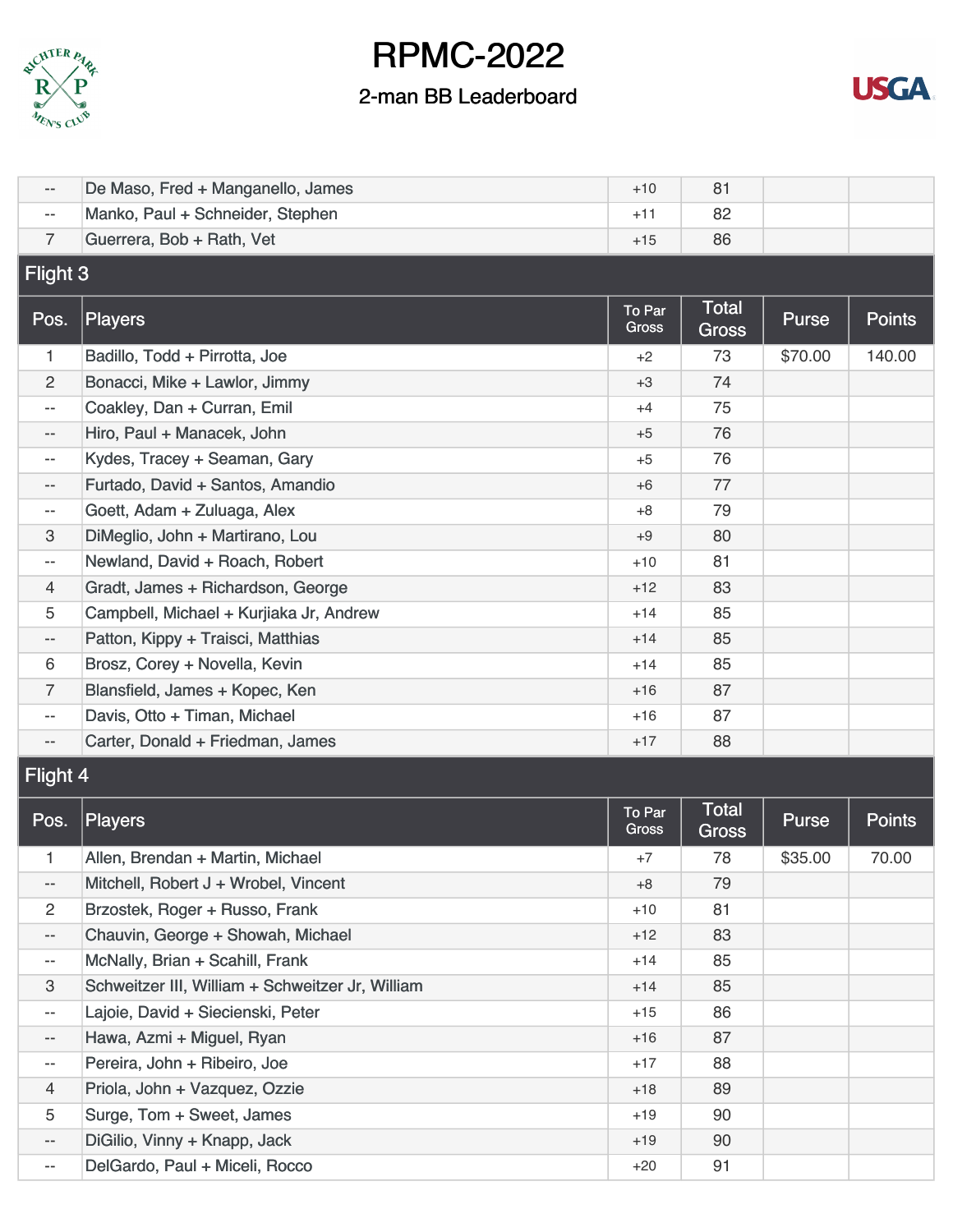# RPMC-2022

## 2-man BB Leaderboard

| Pos. | Players | To Par Gross | Total Gross | Purse | Points |
|---|---|---|---|---|---|
| -- | De Maso, Fred + Manganello, James | +10 | 81 | | |
| -- | Manko, Paul + Schneider, Stephen | +11 | 82 | | |
| 7 | Guerrera, Bob + Rath, Vet | +15 | 86 | | |

### Flight 3

| Pos. | Players | To Par Gross | Total Gross | Purse | Points |
|---|---|---|---|---|---|
| 1 | Badillo, Todd + Pirrotta, Joe | +2 | 73 | $70.00 | 140.00 |
| 2 | Bonacci, Mike + Lawlor, Jimmy | +3 | 74 | | |
| -- | Coakley, Dan + Curran, Emil | +4 | 75 | | |
| -- | Hiro, Paul + Manacek, John | +5 | 76 | | |
| -- | Kydes, Tracey + Seaman, Gary | +5 | 76 | | |
| -- | Furtado, David + Santos, Amandio | +6 | 77 | | |
| -- | Goett, Adam + Zuluaga, Alex | +8 | 79 | | |
| 3 | DiMeglio, John + Martirano, Lou | +9 | 80 | | |
| -- | Newland, David + Roach, Robert | +10 | 81 | | |
| 4 | Gradt, James + Richardson, George | +12 | 83 | | |
| 5 | Campbell, Michael + Kurjiaka Jr, Andrew | +14 | 85 | | |
| -- | Patton, Kippy + Traisci, Matthias | +14 | 85 | | |
| 6 | Brosz, Corey + Novella, Kevin | +14 | 85 | | |
| 7 | Blansfield, James + Kopec, Ken | +16 | 87 | | |
| -- | Davis, Otto + Timan, Michael | +16 | 87 | | |
| -- | Carter, Donald + Friedman, James | +17 | 88 | | |

### Flight 4

| Pos. | Players | To Par Gross | Total Gross | Purse | Points |
|---|---|---|---|---|---|
| 1 | Allen, Brendan + Martin, Michael | +7 | 78 | $35.00 | 70.00 |
| -- | Mitchell, Robert J + Wrobel, Vincent | +8 | 79 | | |
| 2 | Brzostek, Roger + Russo, Frank | +10 | 81 | | |
| -- | Chauvin, George + Showah, Michael | +12 | 83 | | |
| -- | McNally, Brian + Scahill, Frank | +14 | 85 | | |
| 3 | Schweitzer III, William + Schweitzer Jr, William | +14 | 85 | | |
| -- | Lajoie, David + Siecienski, Peter | +15 | 86 | | |
| -- | Hawa, Azmi + Miguel, Ryan | +16 | 87 | | |
| -- | Pereira, John + Ribeiro, Joe | +17 | 88 | | |
| 4 | Priola, John + Vazquez, Ozzie | +18 | 89 | | |
| 5 | Surge, Tom + Sweet, James | +19 | 90 | | |
| -- | DiGilio, Vinny + Knapp, Jack | +19 | 90 | | |
| -- | DelGardo, Paul + Miceli, Rocco | +20 | 91 | | |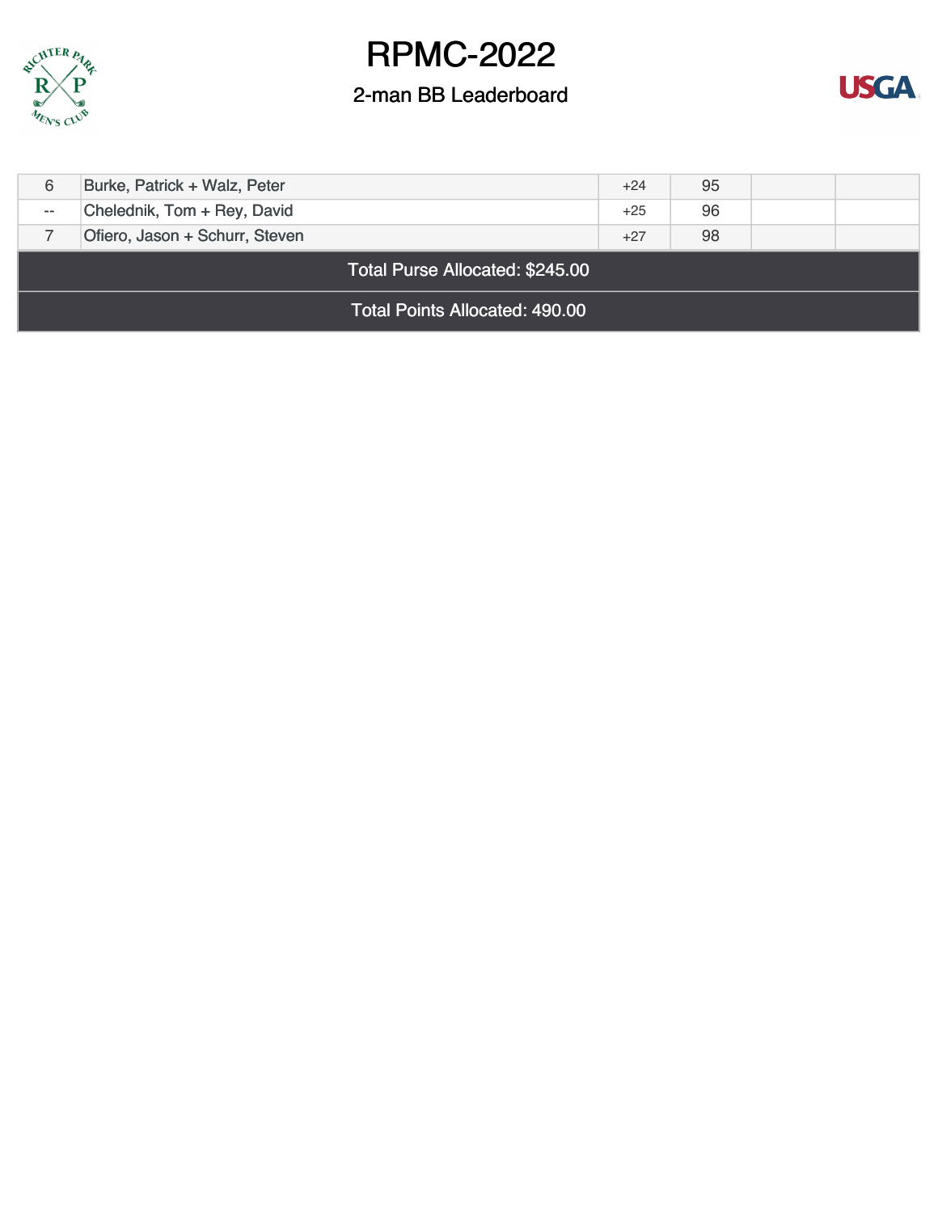# RPMC-2022

## 2-man BB Leaderboard

| | | | | | |
|---|---|---|---|---|---|
| 6 | Burke, Patrick + Walz, Peter | +24 | 95 | | |
| -- | Chelednik, Tom + Rey, David | +25 | 96 | | |
| 7 | Ofiero, Jason + Schurr, Steven | +27 | 98 | | |

Total Purse Allocated: $245.00

Total Points Allocated: 490.00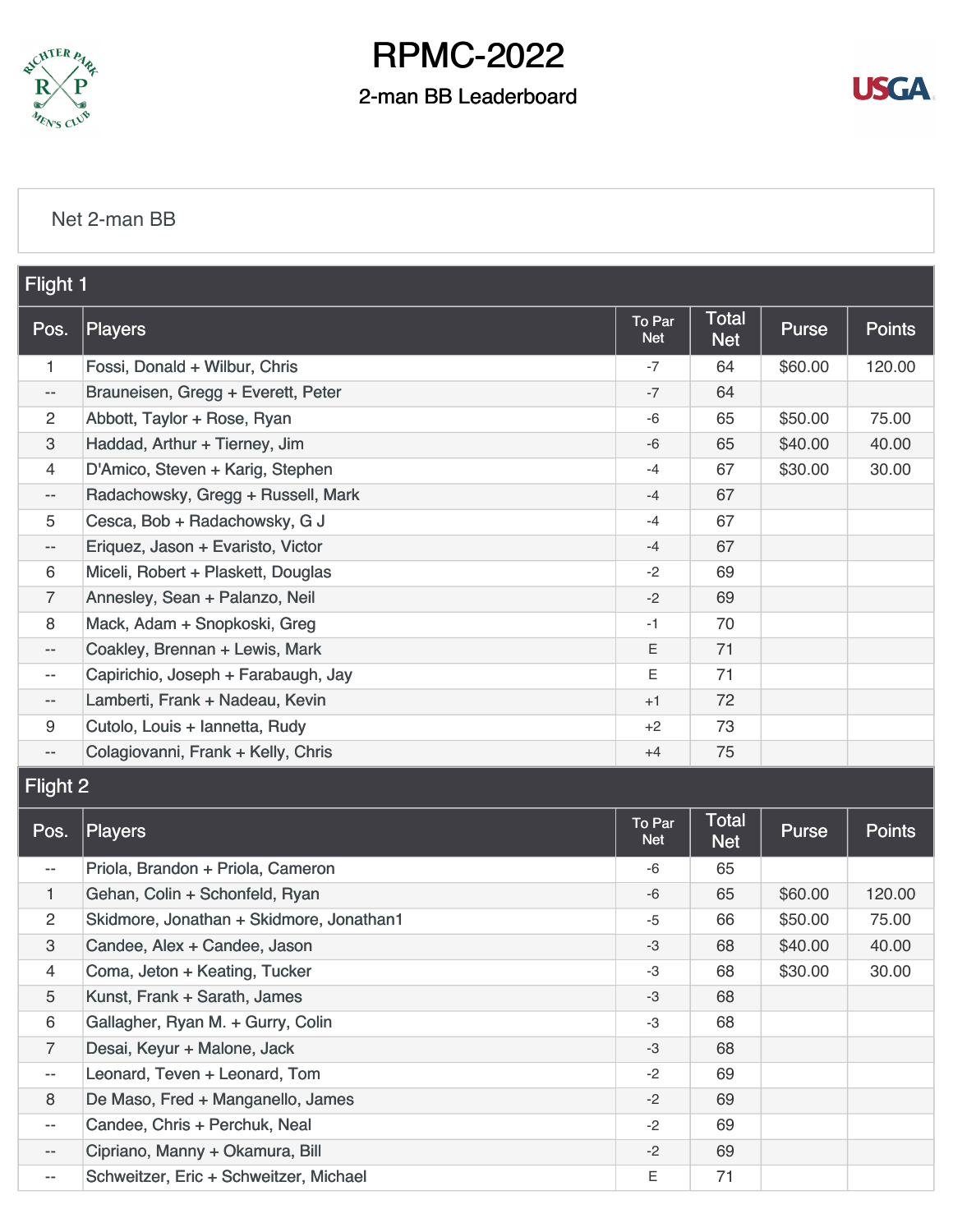# RPMC-2022

## 2-man BB Leaderboard

Net 2-man BB

### Flight 1

| Pos. | Players | To Par Net | Total Net | Purse | Points |
|---|---|---|---|---|---|
| 1 | Fossi, Donald + Wilbur, Chris | -7 | 64 | $60.00 | 120.00 |
| -- | Brauneisen, Gregg + Everett, Peter | -7 | 64 | | |
| 2 | Abbott, Taylor + Rose, Ryan | -6 | 65 | $50.00 | 75.00 |
| 3 | Haddad, Arthur + Tierney, Jim | -6 | 65 | $40.00 | 40.00 |
| 4 | D'Amico, Steven + Karig, Stephen | -4 | 67 | $30.00 | 30.00 |
| -- | Radachowsky, Gregg + Russell, Mark | -4 | 67 | | |
| 5 | Cesca, Bob + Radachowsky, G J | -4 | 67 | | |
| -- | Eriquez, Jason + Evaristo, Victor | -4 | 67 | | |
| 6 | Miceli, Robert + Plaskett, Douglas | -2 | 69 | | |
| 7 | Annesley, Sean + Palanzo, Neil | -2 | 69 | | |
| 8 | Mack, Adam + Snopkoski, Greg | -1 | 70 | | |
| -- | Coakley, Brennan + Lewis, Mark | E | 71 | | |
| -- | Capirichio, Joseph + Farabaugh, Jay | E | 71 | | |
| -- | Lamberti, Frank + Nadeau, Kevin | +1 | 72 | | |
| 9 | Cutolo, Louis + Iannetta, Rudy | +2 | 73 | | |
| -- | Colagiovanni, Frank + Kelly, Chris | +4 | 75 | | |

### Flight 2

| Pos. | Players | To Par Net | Total Net | Purse | Points |
|---|---|---|---|---|---|
| -- | Priola, Brandon + Priola, Cameron | -6 | 65 | | |
| 1 | Gehan, Colin + Schonfeld, Ryan | -6 | 65 | $60.00 | 120.00 |
| 2 | Skidmore, Jonathan + Skidmore, Jonathan1 | -5 | 66 | $50.00 | 75.00 |
| 3 | Candee, Alex + Candee, Jason | -3 | 68 | $40.00 | 40.00 |
| 4 | Coma, Jeton + Keating, Tucker | -3 | 68 | $30.00 | 30.00 |
| 5 | Kunst, Frank + Sarath, James | -3 | 68 | | |
| 6 | Gallagher, Ryan M. + Gurry, Colin | -3 | 68 | | |
| 7 | Desai, Keyur + Malone, Jack | -3 | 68 | | |
| -- | Leonard, Teven + Leonard, Tom | -2 | 69 | | |
| 8 | De Maso, Fred + Manganello, James | -2 | 69 | | |
| -- | Candee, Chris + Perchuk, Neal | -2 | 69 | | |
| -- | Cipriano, Manny + Okamura, Bill | -2 | 69 | | |
| -- | Schweitzer, Eric + Schweitzer, Michael | E | 71 | | |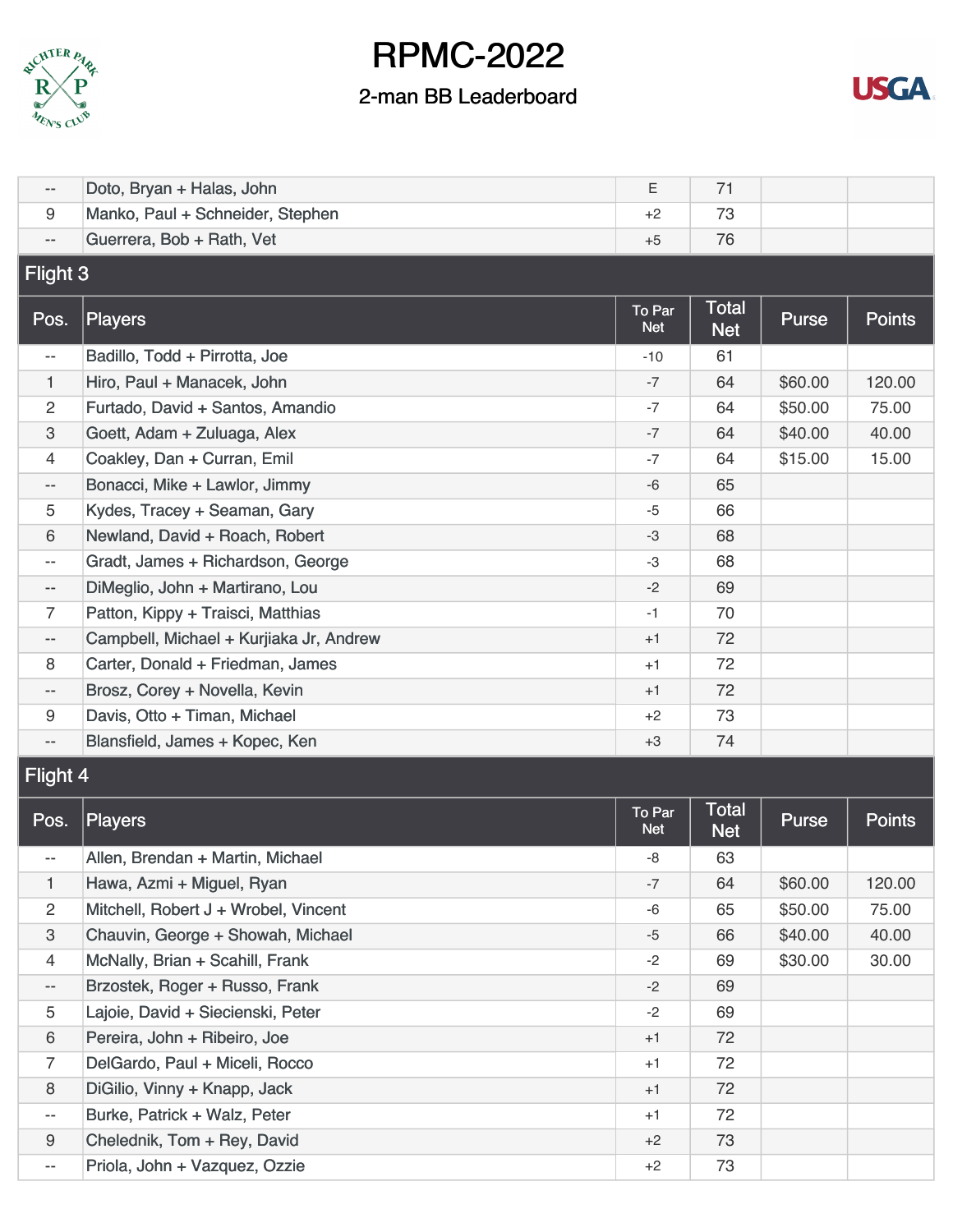# RPMC-2022

## 2-man BB Leaderboard

| Pos. | Players | To Par Net | Total Net | Purse | Points |
|---|---|---|---|---|---|
| -- | Doto, Bryan + Halas, John | E | 71 | | |
| 9 | Manko, Paul + Schneider, Stephen | +2 | 73 | | |
| -- | Guerrera, Bob + Rath, Vet | +5 | 76 | | |

### Flight 3

| Pos. | Players | To Par Net | Total Net | Purse | Points |
|---|---|---|---|---|---|
| -- | Badillo, Todd + Pirrotta, Joe | -10 | 61 | | |
| 1 | Hiro, Paul + Manacek, John | -7 | 64 | $60.00 | 120.00 |
| 2 | Furtado, David + Santos, Amandio | -7 | 64 | $50.00 | 75.00 |
| 3 | Goett, Adam + Zuluaga, Alex | -7 | 64 | $40.00 | 40.00 |
| 4 | Coakley, Dan + Curran, Emil | -7 | 64 | $15.00 | 15.00 |
| -- | Bonacci, Mike + Lawlor, Jimmy | -6 | 65 | | |
| 5 | Kydes, Tracey + Seaman, Gary | -5 | 66 | | |
| 6 | Newland, David + Roach, Robert | -3 | 68 | | |
| -- | Gradt, James + Richardson, George | -3 | 68 | | |
| -- | DiMeglio, John + Martirano, Lou | -2 | 69 | | |
| 7 | Patton, Kippy + Traisci, Matthias | -1 | 70 | | |
| -- | Campbell, Michael + Kurjiaka Jr, Andrew | +1 | 72 | | |
| 8 | Carter, Donald + Friedman, James | +1 | 72 | | |
| -- | Brosz, Corey + Novella, Kevin | +1 | 72 | | |
| 9 | Davis, Otto + Timan, Michael | +2 | 73 | | |
| -- | Blansfield, James + Kopec, Ken | +3 | 74 | | |

### Flight 4

| Pos. | Players | To Par Net | Total Net | Purse | Points |
|---|---|---|---|---|---|
| -- | Allen, Brendan + Martin, Michael | -8 | 63 | | |
| 1 | Hawa, Azmi + Miguel, Ryan | -7 | 64 | $60.00 | 120.00 |
| 2 | Mitchell, Robert J + Wrobel, Vincent | -6 | 65 | $50.00 | 75.00 |
| 3 | Chauvin, George + Showah, Michael | -5 | 66 | $40.00 | 40.00 |
| 4 | McNally, Brian + Scahill, Frank | -2 | 69 | $30.00 | 30.00 |
| -- | Brzostek, Roger + Russo, Frank | -2 | 69 | | |
| 5 | Lajoie, David + Siecienski, Peter | -2 | 69 | | |
| 6 | Pereira, John + Ribeiro, Joe | +1 | 72 | | |
| 7 | DelGardo, Paul + Miceli, Rocco | +1 | 72 | | |
| 8 | DiGilio, Vinny + Knapp, Jack | +1 | 72 | | |
| -- | Burke, Patrick + Walz, Peter | +1 | 72 | | |
| 9 | Chelednik, Tom + Rey, David | +2 | 73 | | |
| -- | Priola, John + Vazquez, Ozzie | +2 | 73 | | |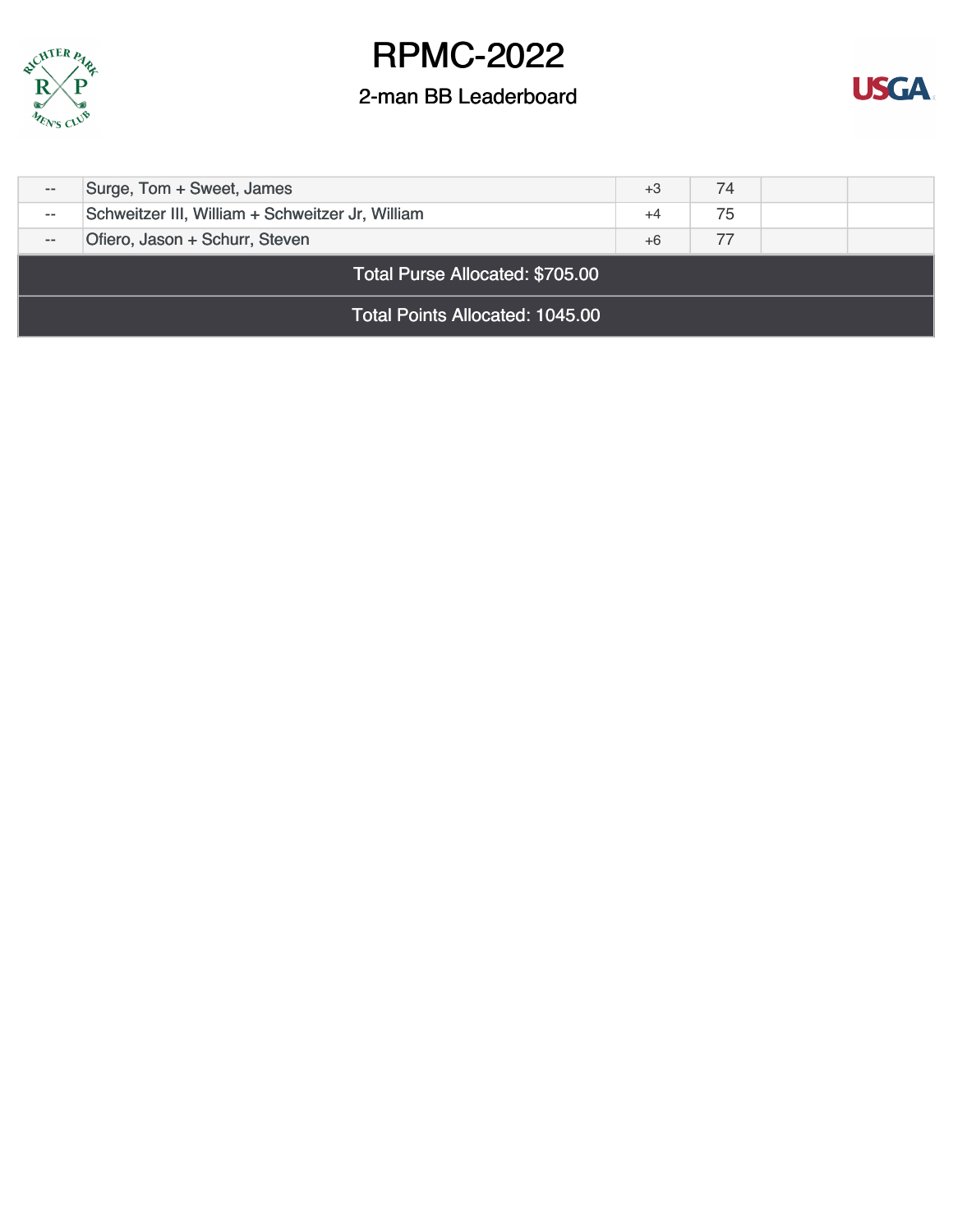# RPMC-2022

## 2-man BB Leaderboard

| | | | | | |
|---|---|---|---|---|---|
| -- | Surge, Tom + Sweet, James | +3 | 74 | | |
| -- | Schweitzer III, William + Schweitzer Jr, William | +4 | 75 | | |
| -- | Ofiero, Jason + Schurr, Steven | +6 | 77 | | |

**Total Purse Allocated: $705.00**

**Total Points Allocated: 1045.00**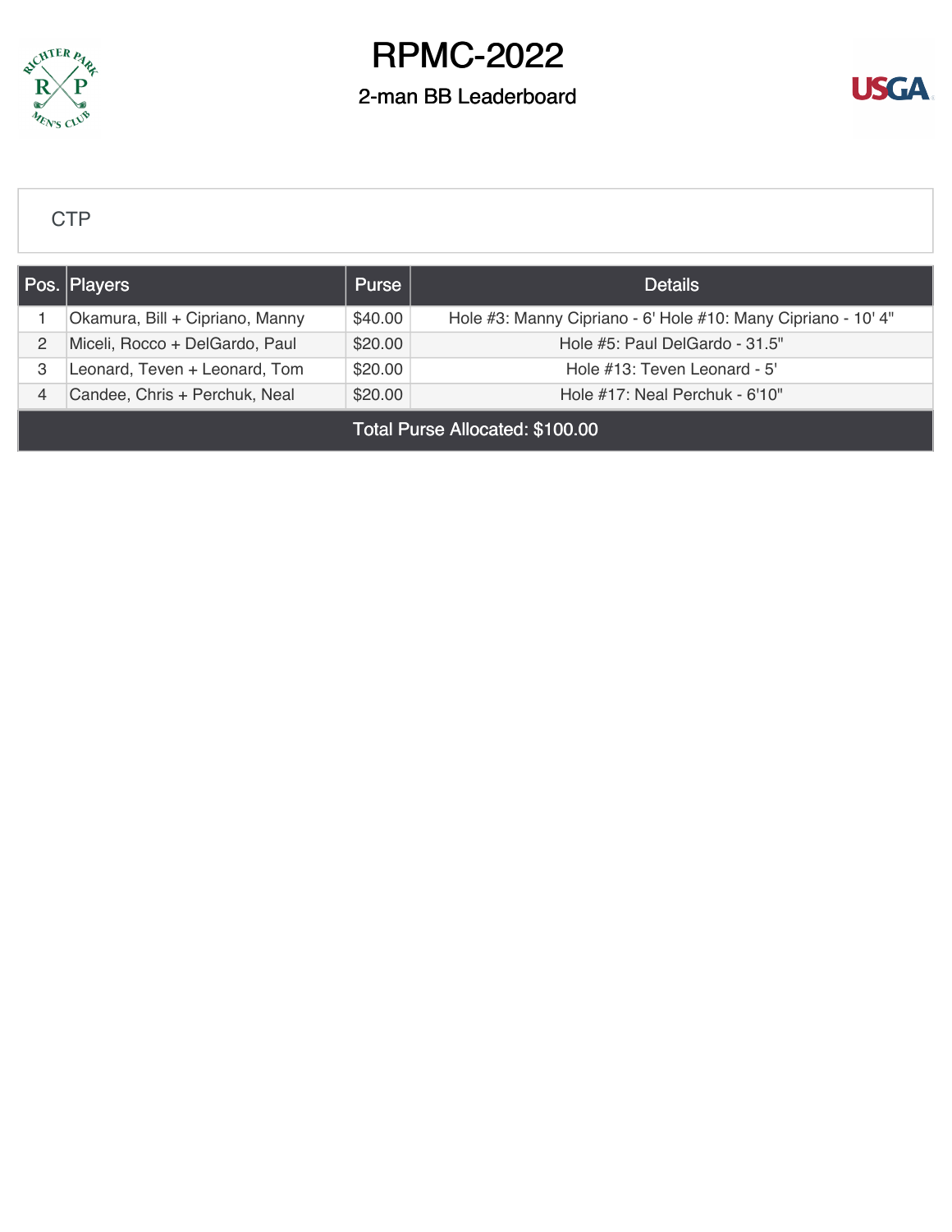# RPMC-2022

## 2-man BB Leaderboard

CTP

| Pos. | Players | Purse | Details |
|---|---|---|---|
| 1 | Okamura, Bill + Cipriano, Manny | $40.00 | Hole #3: Manny Cipriano - 6' Hole #10: Many Cipriano - 10' 4" |
| 2 | Miceli, Rocco + DelGardo, Paul | $20.00 | Hole #5: Paul DelGardo - 31.5" |
| 3 | Leonard, Teven + Leonard, Tom | $20.00 | Hole #13: Teven Leonard - 5' |
| 4 | Candee, Chris + Perchuk, Neal | $20.00 | Hole #17: Neal Perchuk - 6'10" |
| Total Purse Allocated: $100.00 | | | |